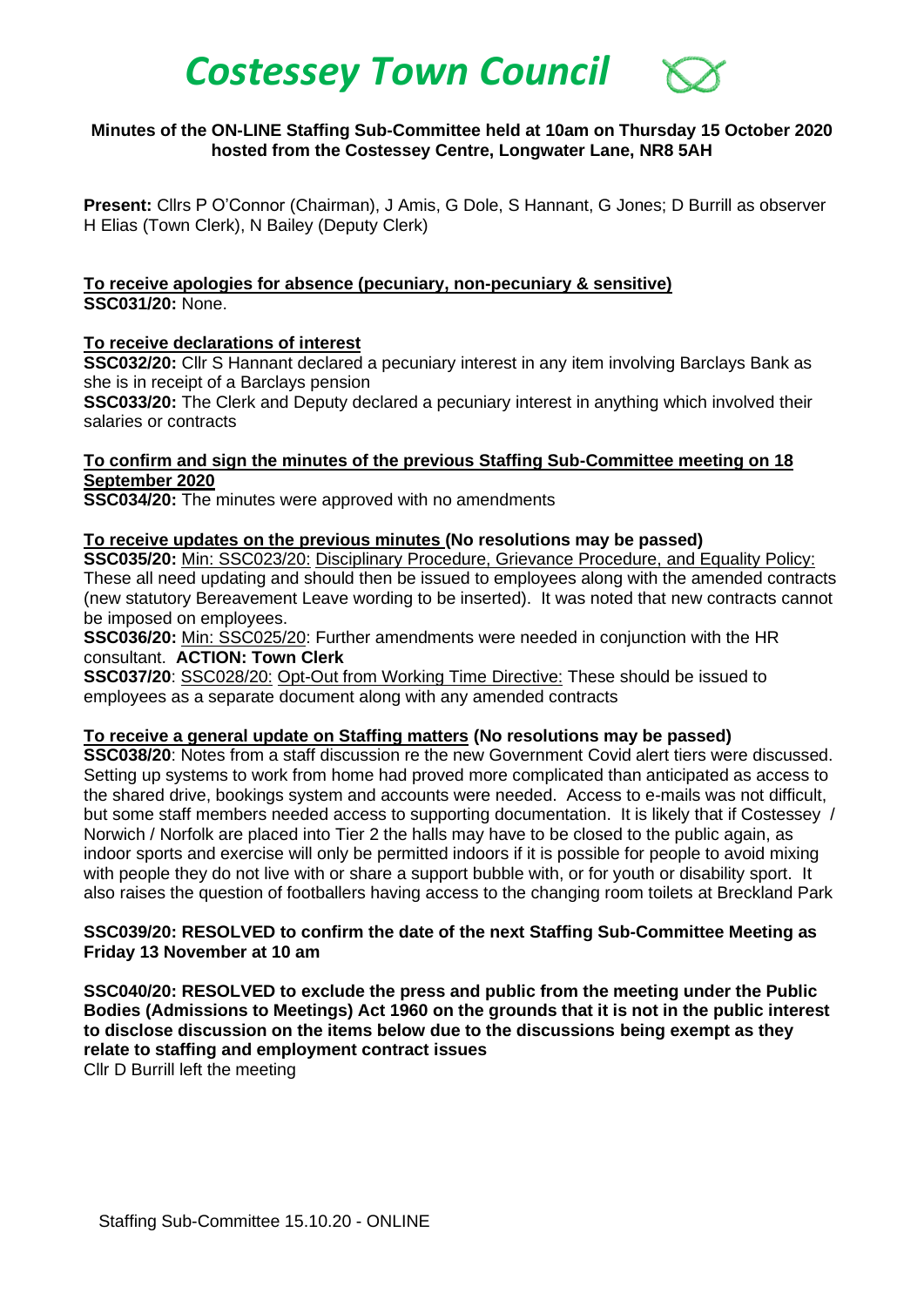# *Costessey Town Council*

**Minutes of the ON-LINE Staffing Sub-Committee held at 10am on Thursday 15 October 2020 hosted from the Costessey Centre, Longwater Lane, NR8 5AH**

**Present:** Cllrs P O'Connor (Chairman), J Amis, G Dole, S Hannant, G Jones; D Burrill as observer H Elias (Town Clerk), N Bailey (Deputy Clerk)

**To receive apologies for absence (pecuniary, non-pecuniary & sensitive)**
**SSC031/20:** None.

**To receive declarations of interest**
**SSC032/20:** Cllr S Hannant declared a pecuniary interest in any item involving Barclays Bank as she is in receipt of a Barclays pension
**SSC033/20:** The Clerk and Deputy declared a pecuniary interest in anything which involved their salaries or contracts

**To confirm and sign the minutes of the previous Staffing Sub-Committee meeting on 18 September 2020**
**SSC034/20:** The minutes were approved with no amendments

**To receive updates on the previous minutes (No resolutions may be passed)**
**SSC035/20:** Min: SSC023/20: Disciplinary Procedure, Grievance Procedure, and Equality Policy: These all need updating and should then be issued to employees along with the amended contracts (new statutory Bereavement Leave wording to be inserted). It was noted that new contracts cannot be imposed on employees.
**SSC036/20:** Min: SSC025/20: Further amendments were needed in conjunction with the HR consultant. **ACTION: Town Clerk**
**SSC037/20**: SSC028/20: Opt-Out from Working Time Directive: These should be issued to employees as a separate document along with any amended contracts

**To receive a general update on Staffing matters (No resolutions may be passed)**
**SSC038/20**: Notes from a staff discussion re the new Government Covid alert tiers were discussed. Setting up systems to work from home had proved more complicated than anticipated as access to the shared drive, bookings system and accounts were needed. Access to e-mails was not difficult, but some staff members needed access to supporting documentation. It is likely that if Costessey / Norwich / Norfolk are placed into Tier 2 the halls may have to be closed to the public again, as indoor sports and exercise will only be permitted indoors if it is possible for people to avoid mixing with people they do not live with or share a support bubble with, or for youth or disability sport. It also raises the question of footballers having access to the changing room toilets at Breckland Park

**SSC039/20: RESOLVED to confirm the date of the next Staffing Sub-Committee Meeting as Friday 13 November at 10 am**

**SSC040/20: RESOLVED to exclude the press and public from the meeting under the Public Bodies (Admissions to Meetings) Act 1960 on the grounds that it is not in the public interest to disclose discussion on the items below due to the discussions being exempt as they relate to staffing and employment contract issues**
Cllr D Burrill left the meeting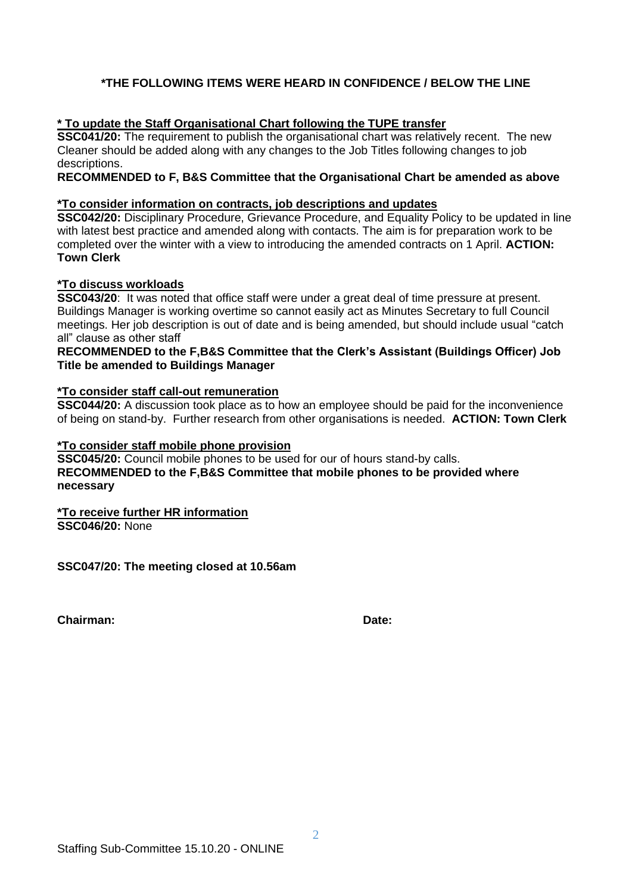**\*THE FOLLOWING ITEMS WERE HEARD IN CONFIDENCE / BELOW THE LINE**

**<u>* To update the Staff Organisational Chart following the TUPE transfer</u>**

**SSC041/20:** The requirement to publish the organisational chart was relatively recent. The new Cleaner should be added along with any changes to the Job Titles following changes to job descriptions.

**RECOMMENDED to F, B&S Committee that the Organisational Chart be amended as above**

**<u>*To consider information on contracts, job descriptions and updates</u>**

**SSC042/20:** Disciplinary Procedure, Grievance Procedure, and Equality Policy to be updated in line with latest best practice and amended along with contacts. The aim is for preparation work to be completed over the winter with a view to introducing the amended contracts on 1 April. **ACTION: Town Clerk**

**<u>*To discuss workloads</u>**

**SSC043/20**: It was noted that office staff were under a great deal of time pressure at present. Buildings Manager is working overtime so cannot easily act as Minutes Secretary to full Council meetings. Her job description is out of date and is being amended, but should include usual "catch all" clause as other staff

**RECOMMENDED to the F,B&S Committee that the Clerk's Assistant (Buildings Officer) Job Title be amended to Buildings Manager**

**<u>*To consider staff call-out remuneration</u>**

**SSC044/20:** A discussion took place as to how an employee should be paid for the inconvenience of being on stand-by. Further research from other organisations is needed. **ACTION: Town Clerk**

**<u>*To consider staff mobile phone provision</u>**

**SSC045/20:** Council mobile phones to be used for our of hours stand-by calls.

**RECOMMENDED to the F,B&S Committee that mobile phones to be provided where necessary**

**<u>*To receive further HR information</u>**

**SSC046/20:** None

**SSC047/20: The meeting closed at 10.56am**

**Chairman:** **Date:**